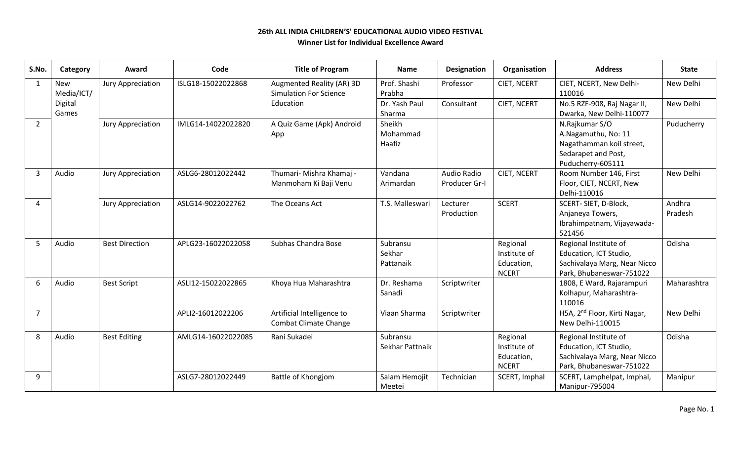**26th ALL INDIA CHILDREN'S' EDUCATIONAL AUDIO VIDEO FESTIVAL**

**Winner List for Individual Excellence Award**

| S.No. | Category | Award | Code | Title of Program | Name | Designation | Organisation | Address | State |
|---|---|---|---|---|---|---|---|---|---|
| 1 | New Media/ICT/ Digital Games | Jury Appreciation | ISLG18-15022022868 | Augmented Reality (AR) 3D Simulation For Science Education | Prof. Shashi Prabha | Professor | CIET, NCERT | CIET, NCERT, New Delhi-110016 | New Delhi |
| | | | | | Dr. Yash Paul Sharma | Consultant | CIET, NCERT | No.5 RZF-908, Raj Nagar II, Dwarka, New Delhi-110077 | New Delhi |
| 2 | | Jury Appreciation | IMLG14-14022022820 | A Quiz Game (Apk) Android App | Sheikh Mohammad Haafiz | | | N.Rajkumar S/O A.Nagamuthu, No: 11 Nagathamman koil street, Sedarapet and Post, Puducherry-605111 | Puducherry |
| 3 | Audio | Jury Appreciation | ASLG6-28012022442 | Thumari- Mishra Khamaj - Manmoham Ki Baji Venu | Vandana Arimardan | Audio Radio Producer Gr-I | CIET, NCERT | Room Number 146, First Floor, CIET, NCERT, New Delhi-110016 | New Delhi |
| 4 | | Jury Appreciation | ASLG14-9022022762 | The Oceans Act | T.S. Malleswari | Lecturer Production | SCERT | SCERT- SIET, D-Block, Anjaneya Towers, Ibrahimpatnam, Vijayawada-521456 | Andhra Pradesh |
| 5 | Audio | Best Direction | APLG23-16022022058 | Subhas Chandra Bose | Subransu Sekhar Pattanaik | | Regional Institute of Education, NCERT | Regional Institute of Education, ICT Studio, Sachivalaya Marg, Near Nicco Park, Bhubaneswar-751022 | Odisha |
| 6 | Audio | Best Script | ASLI12-15022022865 | Khoya Hua Maharashtra | Dr. Reshama Sanadi | Scriptwriter | | 1808, E Ward, Rajarampuri Kolhapur, Maharashtra-110016 | Maharashtra |
| 7 | | | APLI2-16012022206 | Artificial Intelligence to Combat Climate Change | Viaan Sharma | Scriptwriter | | H5A, 2nd Floor, Kirti Nagar, New Delhi-110015 | New Delhi |
| 8 | Audio | Best Editing | AMLG14-16022022085 | Rani Sukadei | Subransu Sekhar Pattnaik | | Regional Institute of Education, NCERT | Regional Institute of Education, ICT Studio, Sachivalaya Marg, Near Nicco Park, Bhubaneswar-751022 | Odisha |
| 9 | | | ASLG7-28012022449 | Battle of Khongjom | Salam Hemojit Meetei | Technician | SCERT, Imphal | SCERT, Lamphelpat, Imphal, Manipur-795004 | Manipur |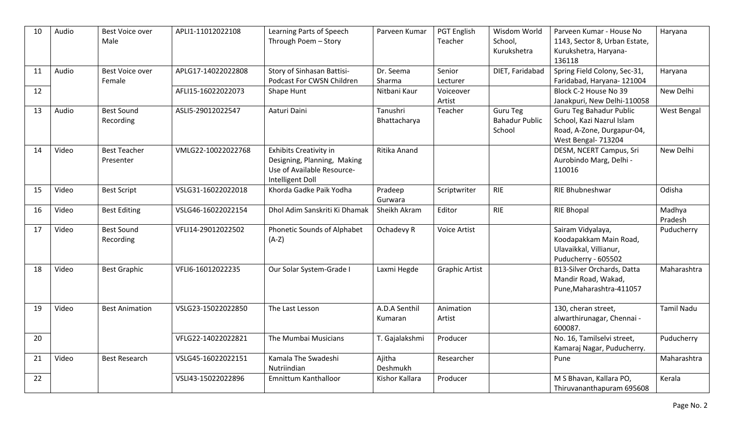| 10 | Audio | Best Voice over Male | APLI1-11012022108 | Learning Parts of Speech Through Poem – Story | Parveen Kumar | PGT English Teacher | Wisdom World School, Kurukshetra | Parveen Kumar - House No 1143, Sector 8, Urban Estate, Kurukshetra, Haryana-136118 | Haryana |
|---|---|---|---|---|---|---|---|---|---|
| 11 | Audio | Best Voice over Female | APLG17-14022022808 | Story of Sinhasan Battisi-Podcast For CWSN Children | Dr. Seema Sharma | Senior Lecturer | DIET, Faridabad | Spring Field Colony, Sec-31, Faridabad, Haryana- 121004 | Haryana |
| 12 | | | AFLI15-16022022073 | Shape Hunt | Nitbani Kaur | Voiceover Artist | | Block C-2 House No 39 Janakpuri, New Delhi-110058 | New Delhi |
| 13 | Audio | Best Sound Recording | ASLI5-29012022547 | Aaturi Daini | Tanushri Bhattacharya | Teacher | Guru Teg Bahadur Public School | Guru Teg Bahadur Public School, Kazi Nazrul Islam Road, A-Zone, Durgapur-04, West Bengal- 713204 | West Bengal |
| 14 | Video | Best Teacher Presenter | VMLG22-10022022768 | Exhibits Creativity in Designing, Planning, Making Use of Available Resource-Intelligent Doll | Ritika Anand | | | DESM, NCERT Campus, Sri Aurobindo Marg, Delhi - 110016 | New Delhi |
| 15 | Video | Best Script | VSLG31-16022022018 | Khorda Gadke Paik Yodha | Pradeep Gurwara | Scriptwriter | RIE | RIE Bhubneshwar | Odisha |
| 16 | Video | Best Editing | VSLG46-16022022154 | Dhol Adim Sanskriti Ki Dhamak | Sheikh Akram | Editor | RIE | RIE Bhopal | Madhya Pradesh |
| 17 | Video | Best Sound Recording | VFLI14-29012022502 | Phonetic Sounds of Alphabet (A-Z) | Ochadevy R | Voice Artist | | Sairam Vidyalaya, Koodapakkam Main Road, Ulavaikkal, Villianur, Puducherry - 605502 | Puducherry |
| 18 | Video | Best Graphic | VFLI6-16012022235 | Our Solar System-Grade I | Laxmi Hegde | Graphic Artist | | B13-Silver Orchards, Datta Mandir Road, Wakad, Pune,Maharashtra-411057 | Maharashtra |
| 19 | Video | Best Animation | VSLG23-15022022850 | The Last Lesson | A.D.A Senthil Kumaran | Animation Artist | | 130, cheran street, alwarthirunagar, Chennai - 600087. | Tamil Nadu |
| 20 | | | VFLG22-14022022821 | The Mumbai Musicians | T. Gajalakshmi | Producer | | No. 16, Tamilselvi street, Kamaraj Nagar, Puducherry. | Puducherry |
| 21 | Video | Best Research | VSLG45-16022022151 | Kamala The Swadeshi Nutriindian | Ajitha Deshmukh | Researcher | | Pune | Maharashtra |
| 22 | | | VSLI43-15022022896 | Emnittum Kanthalloor | Kishor Kallara | Producer | | M S Bhavan, Kallara PO, Thiruvananthapuram 695608 | Kerala |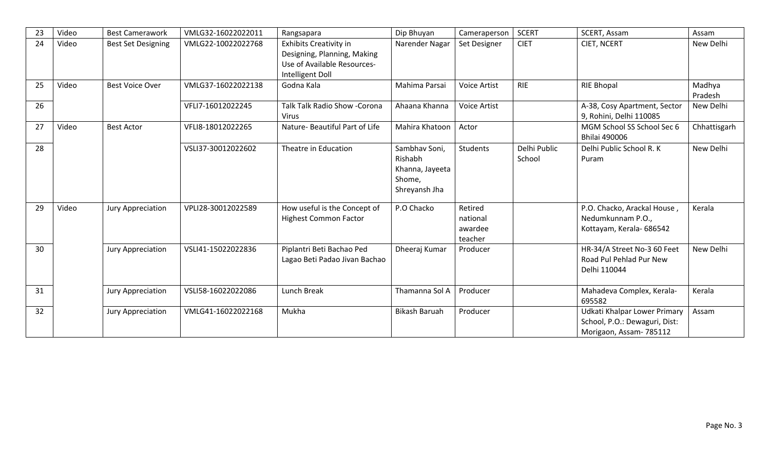| | | | | | | | | | |
|---|---|---|---|---|---|---|---|---|---|
| 23 | Video | Best Camerawork | VMLG32-16022022011 | Rangsapara | Dip Bhuyan | Cameraperson | SCERT | SCERT, Assam | Assam |
| 24 | Video | Best Set Designing | VMLG22-10022022768 | Exhibits Creativity in Designing, Planning, Making Use of Available Resources-Intelligent Doll | Narender Nagar | Set Designer | CIET | CIET, NCERT | New Delhi |
| 25 | Video | Best Voice Over | VMLG37-16022022138 | Godna Kala | Mahima Parsai | Voice Artist | RIE | RIE Bhopal | Madhya Pradesh |
| 26 | | | VFLI7-16012022245 | Talk Talk Radio Show -Corona Virus | Ahaana Khanna | Voice Artist | | A-38, Cosy Apartment, Sector 9, Rohini, Delhi 110085 | New Delhi |
| 27 | Video | Best Actor | VFLI8-18012022265 | Nature- Beautiful Part of Life | Mahira Khatoon | Actor | | MGM School SS School Sec 6 Bhilai 490006 | Chhattisgarh |
| 28 | | | VSLI37-30012022602 | Theatre in Education | Sambhav Soni, Rishabh Khanna, Jayeeta Shome, Shreyansh Jha | Students | Delhi Public School | Delhi Public School R. K Puram | New Delhi |
| 29 | Video | Jury Appreciation | VPLI28-30012022589 | How useful is the Concept of Highest Common Factor | P.O Chacko | Retired national awardee teacher | | P.O. Chacko, Arackal House , Nedumkunnam P.O., Kottayam, Kerala- 686542 | Kerala |
| 30 | | Jury Appreciation | VSLI41-15022022836 | Piplantri Beti Bachao Ped Lagao Beti Padao Jivan Bachao | Dheeraj Kumar | Producer | | HR-34/A Street No-3 60 Feet Road Pul Pehlad Pur New Delhi 110044 | New Delhi |
| 31 | | Jury Appreciation | VSLI58-16022022086 | Lunch Break | Thamanna Sol A | Producer | | Mahadeva Complex, Kerala-695582 | Kerala |
| 32 | | Jury Appreciation | VMLG41-16022022168 | Mukha | Bikash Baruah | Producer | | Udkati Khalpar Lower Primary School, P.O.: Dewaguri, Dist: Morigaon, Assam- 785112 | Assam |